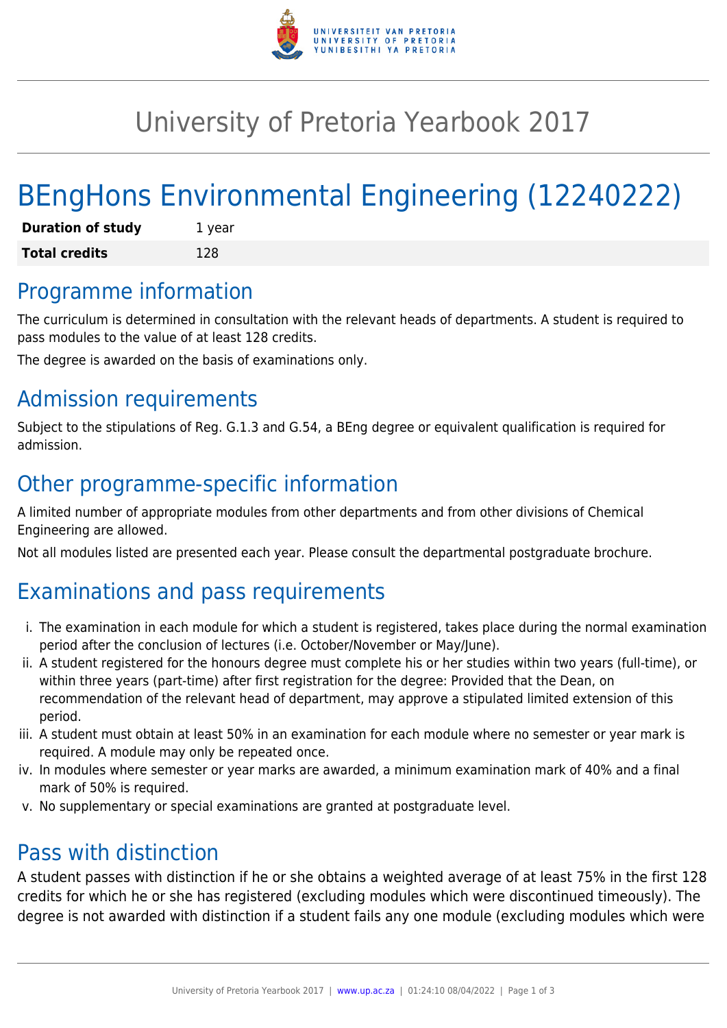# University of Pretoria Yearbook 2017

# BEngHons Environmental Engineering (12240222)

| **Duration of study** | 1 year |
|---|---|
| **Total credits** | 128 |

## Programme information

The curriculum is determined in consultation with the relevant heads of departments. A student is required to pass modules to the value of at least 128 credits.

The degree is awarded on the basis of examinations only.

## Admission requirements

Subject to the stipulations of Reg. G.1.3 and G.54, a BEng degree or equivalent qualification is required for admission.

## Other programme-specific information

A limited number of appropriate modules from other departments and from other divisions of Chemical Engineering are allowed.

Not all modules listed are presented each year. Please consult the departmental postgraduate brochure.

## Examinations and pass requirements

i. The examination in each module for which a student is registered, takes place during the normal examination period after the conclusion of lectures (i.e. October/November or May/June).
ii. A student registered for the honours degree must complete his or her studies within two years (full-time), or within three years (part-time) after first registration for the degree: Provided that the Dean, on recommendation of the relevant head of department, may approve a stipulated limited extension of this period.
iii. A student must obtain at least 50% in an examination for each module where no semester or year mark is required. A module may only be repeated once.
iv. In modules where semester or year marks are awarded, a minimum examination mark of 40% and a final mark of 50% is required.
v. No supplementary or special examinations are granted at postgraduate level.

## Pass with distinction

A student passes with distinction if he or she obtains a weighted average of at least 75% in the first 128 credits for which he or she has registered (excluding modules which were discontinued timeously). The degree is not awarded with distinction if a student fails any one module (excluding modules which were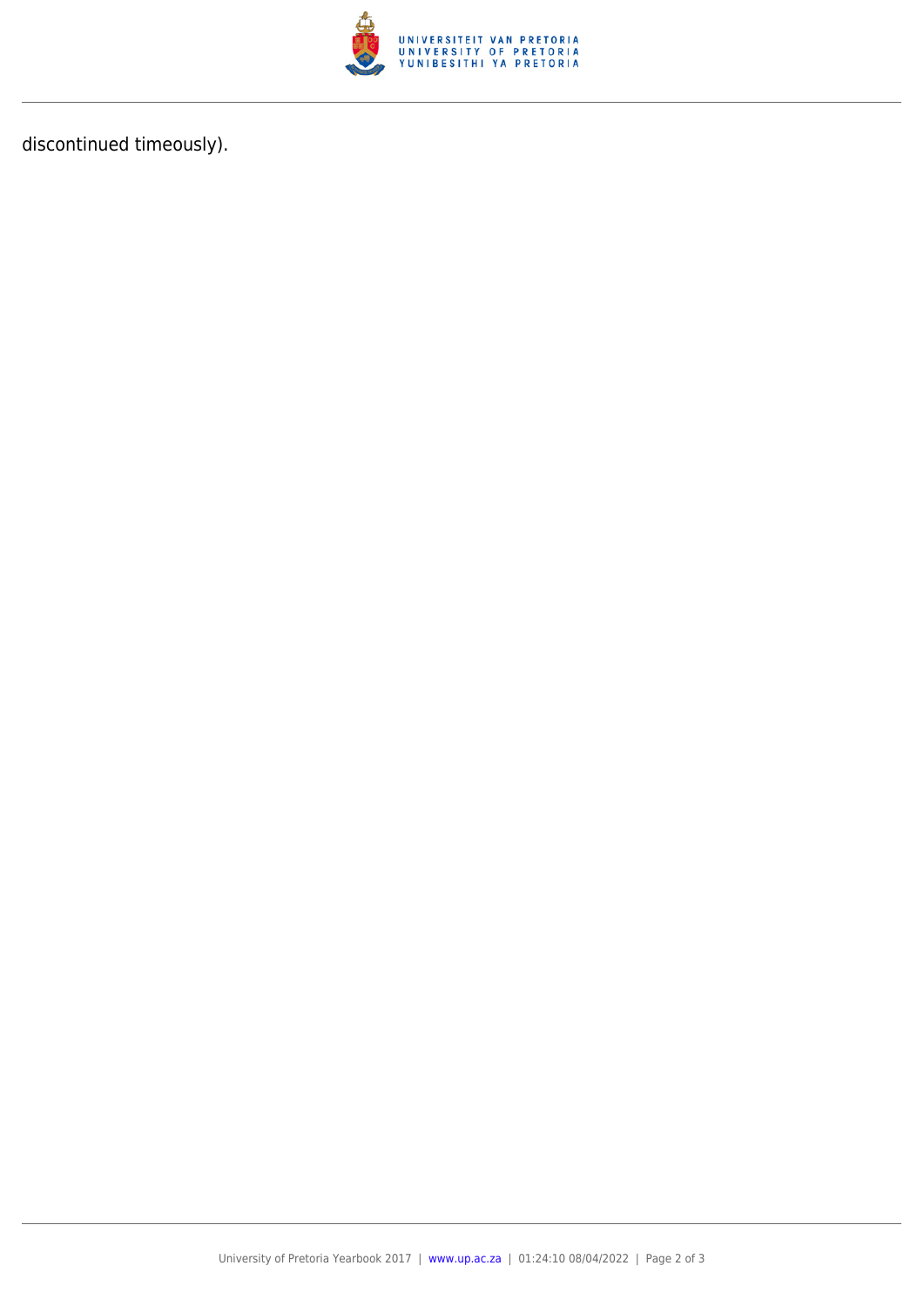discontinued timeously).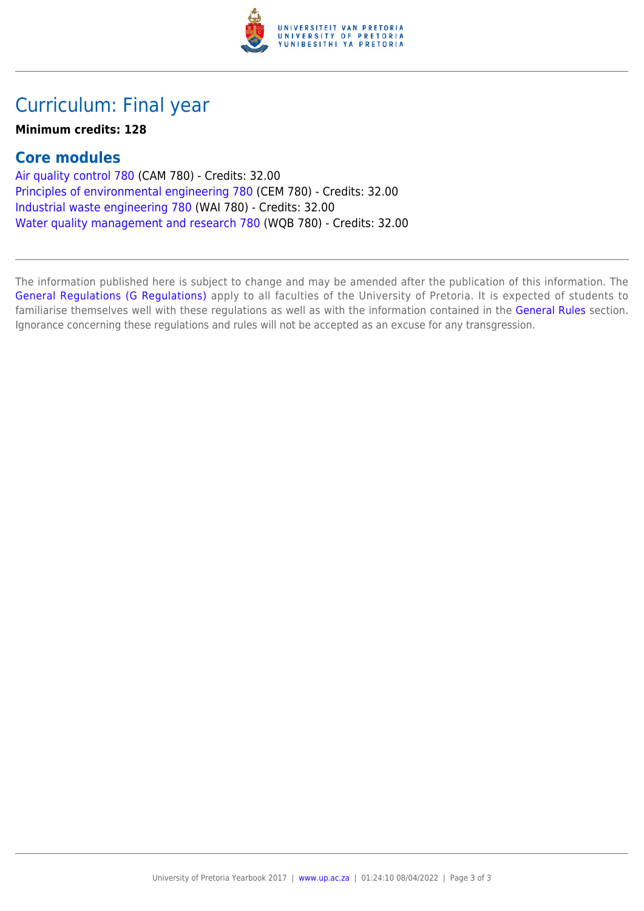## Curriculum: Final year

**Minimum credits: 128**

### Core modules

Air quality control 780 (CAM 780) - Credits: 32.00
Principles of environmental engineering 780 (CEM 780) - Credits: 32.00
Industrial waste engineering 780 (WAI 780) - Credits: 32.00
Water quality management and research 780 (WQB 780) - Credits: 32.00

The information published here is subject to change and may be amended after the publication of this information. The General Regulations (G Regulations) apply to all faculties of the University of Pretoria. It is expected of students to familiarise themselves well with these regulations as well as with the information contained in the General Rules section. Ignorance concerning these regulations and rules will not be accepted as an excuse for any transgression.